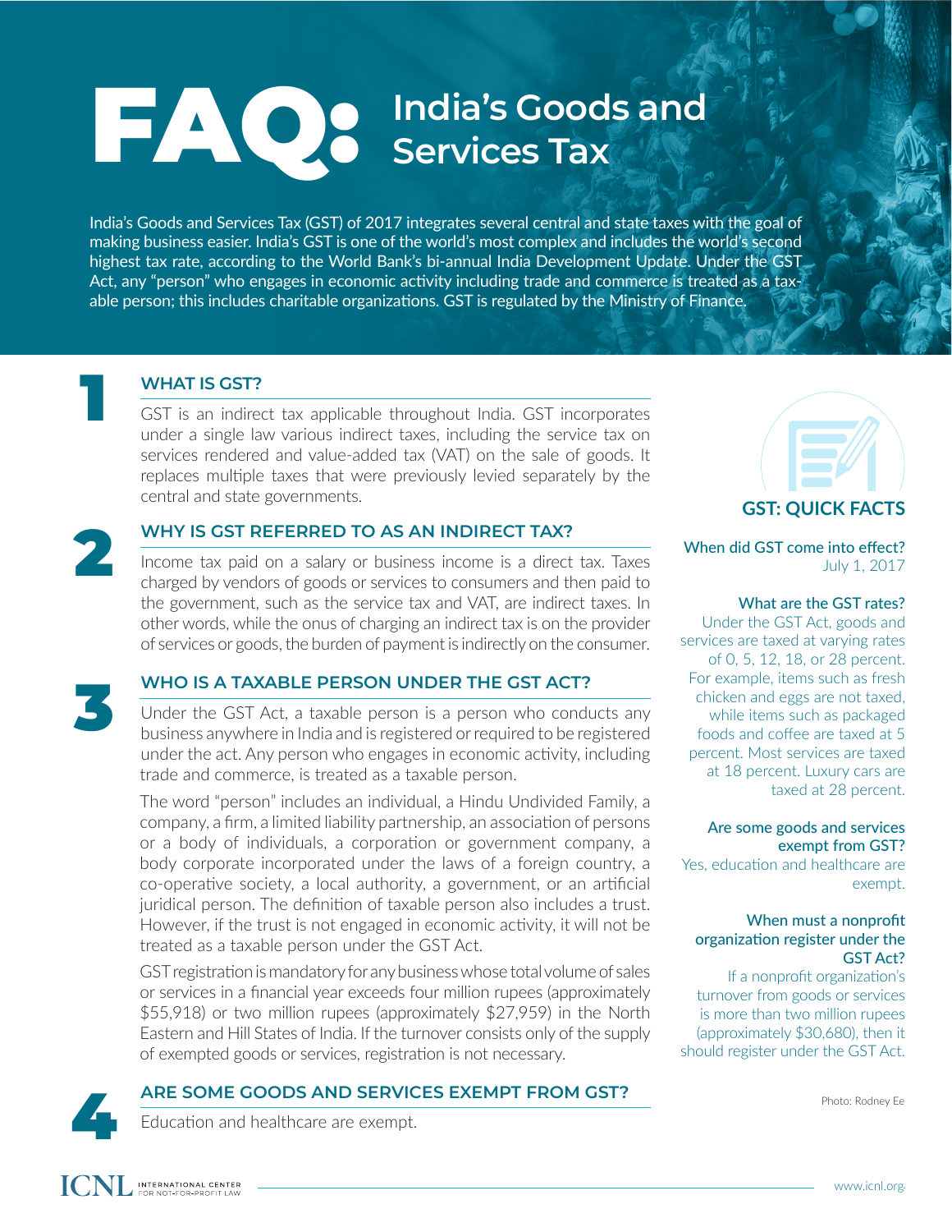# FAQ: India's Goods and Services Tax

India's Goods and Services Tax (GST) of 2017 integrates several central and state taxes with the goal of making business easier. India's GST is one of the world's most complex and includes the world's second highest tax rate, according to the World Bank's bi-annual India Development Update. Under the GST Act, any "person" who engages in economic activity including trade and commerce is treated as a taxable person; this includes charitable organizations. GST is regulated by the Ministry of Finance.

## 1 WHAT IS GST?

GST is an indirect tax applicable throughout India. GST incorporates under a single law various indirect taxes, including the service tax on services rendered and value-added tax (VAT) on the sale of goods. It replaces multiple taxes that were previously levied separately by the central and state governments.

## 2 WHY IS GST REFERRED TO AS AN INDIRECT TAX?

Income tax paid on a salary or business income is a direct tax. Taxes charged by vendors of goods or services to consumers and then paid to the government, such as the service tax and VAT, are indirect taxes. In other words, while the onus of charging an indirect tax is on the provider of services or goods, the burden of payment is indirectly on the consumer.

## 3 WHO IS A TAXABLE PERSON UNDER THE GST ACT?

Under the GST Act, a taxable person is a person who conducts any business anywhere in India and is registered or required to be registered under the act. Any person who engages in economic activity, including trade and commerce, is treated as a taxable person.

The word "person" includes an individual, a Hindu Undivided Family, a company, a firm, a limited liability partnership, an association of persons or a body of individuals, a corporation or government company, a body corporate incorporated under the laws of a foreign country, a co-operative society, a local authority, a government, or an artificial juridical person. The definition of taxable person also includes a trust. However, if the trust is not engaged in economic activity, it will not be treated as a taxable person under the GST Act.

GST registration is mandatory for any business whose total volume of sales or services in a financial year exceeds four million rupees (approximately $55,918) or two million rupees (approximately $27,959) in the North Eastern and Hill States of India. If the turnover consists only of the supply of exempted goods or services, registration is not necessary.

## 4 ARE SOME GOODS AND SERVICES EXEMPT FROM GST?

Education and healthcare are exempt.

## GST: QUICK FACTS

**When did GST come into effect?**
July 1, 2017

**What are the GST rates?**
Under the GST Act, goods and services are taxed at varying rates of 0, 5, 12, 18, or 28 percent. For example, items such as fresh chicken and eggs are not taxed, while items such as packaged foods and coffee are taxed at 5 percent. Most services are taxed at 18 percent. Luxury cars are taxed at 28 percent.

**Are some goods and services exempt from GST?**
Yes, education and healthcare are exempt.

**When must a nonprofit organization register under the GST Act?**
If a nonprofit organization's turnover from goods or services is more than two million rupees (approximately $30,680), then it should register under the GST Act.

Photo: Rodney Ee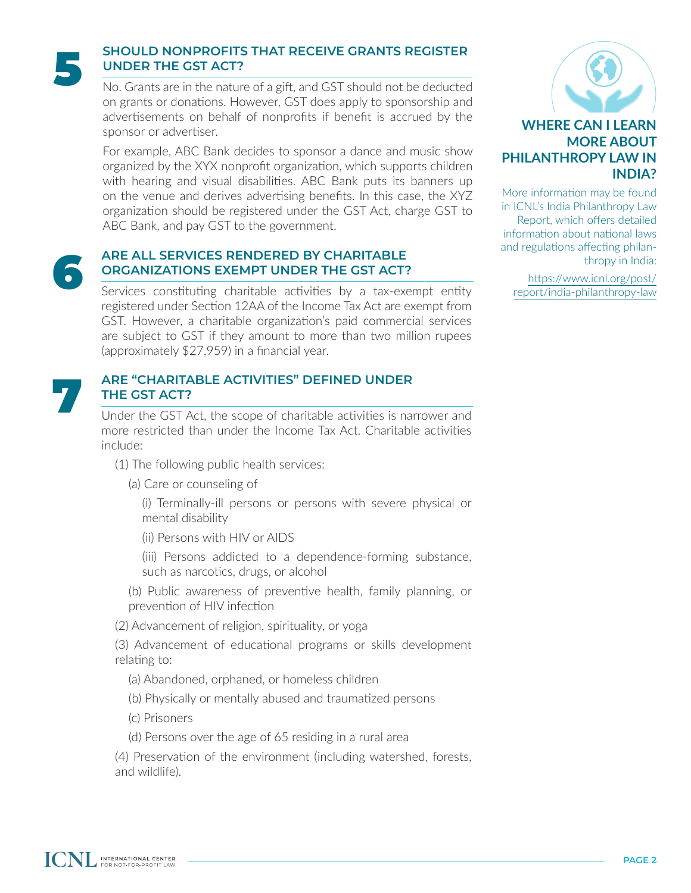## 5 SHOULD NONPROFITS THAT RECEIVE GRANTS REGISTER UNDER THE GST ACT?

No. Grants are in the nature of a gift, and GST should not be deducted on grants or donations. However, GST does apply to sponsorship and advertisements on behalf of nonprofits if benefit is accrued by the sponsor or advertiser.

For example, ABC Bank decides to sponsor a dance and music show organized by the XYX nonprofit organization, which supports children with hearing and visual disabilities. ABC Bank puts its banners up on the venue and derives advertising benefits. In this case, the XYZ organization should be registered under the GST Act, charge GST to ABC Bank, and pay GST to the government.

## 6 ARE ALL SERVICES RENDERED BY CHARITABLE ORGANIZATIONS EXEMPT UNDER THE GST ACT?

Services constituting charitable activities by a tax-exempt entity registered under Section 12AA of the Income Tax Act are exempt from GST. However, a charitable organization's paid commercial services are subject to GST if they amount to more than two million rupees (approximately $27,959) in a financial year.

## 7 ARE "CHARITABLE ACTIVITIES" DEFINED UNDER THE GST ACT?

Under the GST Act, the scope of charitable activities is narrower and more restricted than under the Income Tax Act. Charitable activities include:

(1) The following public health services:

(a) Care or counseling of

(i) Terminally-ill persons or persons with severe physical or mental disability

(ii) Persons with HIV or AIDS

(iii) Persons addicted to a dependence-forming substance, such as narcotics, drugs, or alcohol

(b) Public awareness of preventive health, family planning, or prevention of HIV infection

(2) Advancement of religion, spirituality, or yoga

(3) Advancement of educational programs or skills development relating to:

(a) Abandoned, orphaned, or homeless children

(b) Physically or mentally abused and traumatized persons

(c) Prisoners

(d) Persons over the age of 65 residing in a rural area

(4) Preservation of the environment (including watershed, forests, and wildlife).

### WHERE CAN I LEARN MORE ABOUT PHILANTHROPY LAW IN INDIA?

More information may be found in ICNL's India Philanthropy Law Report, which offers detailed information about national laws and regulations affecting philanthropy in India:

https://www.icnl.org/post/report/india-philanthropy-law